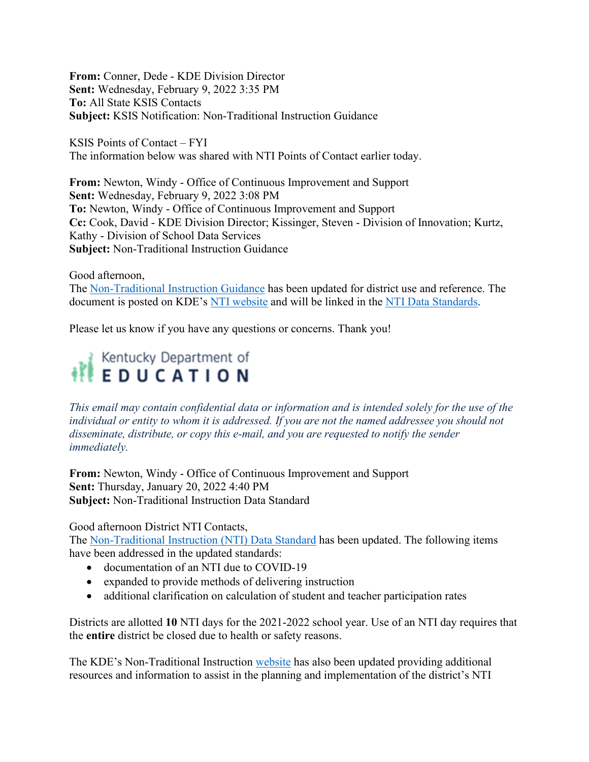**From:** Conner, Dede - KDE Division Director
**Sent:** Wednesday, February 9, 2022 3:35 PM
**To:** All State KSIS Contacts
**Subject:** KSIS Notification: Non-Traditional Instruction Guidance

KSIS Points of Contact – FYI
The information below was shared with NTI Points of Contact earlier today.

**From:** Newton, Windy - Office of Continuous Improvement and Support
**Sent:** Wednesday, February 9, 2022 3:08 PM
**To:** Newton, Windy - Office of Continuous Improvement and Support
**Cc:** Cook, David - KDE Division Director; Kissinger, Steven - Division of Innovation; Kurtz, Kathy - Division of School Data Services
**Subject:** Non-Traditional Instruction Guidance

Good afternoon,
The Non-Traditional Instruction Guidance has been updated for district use and reference. The document is posted on KDE's NTI website and will be linked in the NTI Data Standards.

Please let us know if you have any questions or concerns. Thank you!

Kentucky Department of
EDUCATION

*This email may contain confidential data or information and is intended solely for the use of the individual or entity to whom it is addressed. If you are not the named addressee you should not disseminate, distribute, or copy this e-mail, and you are requested to notify the sender immediately.*

**From:** Newton, Windy - Office of Continuous Improvement and Support
**Sent:** Thursday, January 20, 2022 4:40 PM
**Subject:** Non-Traditional Instruction Data Standard

Good afternoon District NTI Contacts,
The Non-Traditional Instruction (NTI) Data Standard has been updated. The following items have been addressed in the updated standards:

- documentation of an NTI due to COVID-19
- expanded to provide methods of delivering instruction
- additional clarification on calculation of student and teacher participation rates

Districts are allotted **10** NTI days for the 2021-2022 school year. Use of an NTI day requires that the **entire** district be closed due to health or safety reasons.

The KDE's Non-Traditional Instruction website has also been updated providing additional resources and information to assist in the planning and implementation of the district's NTI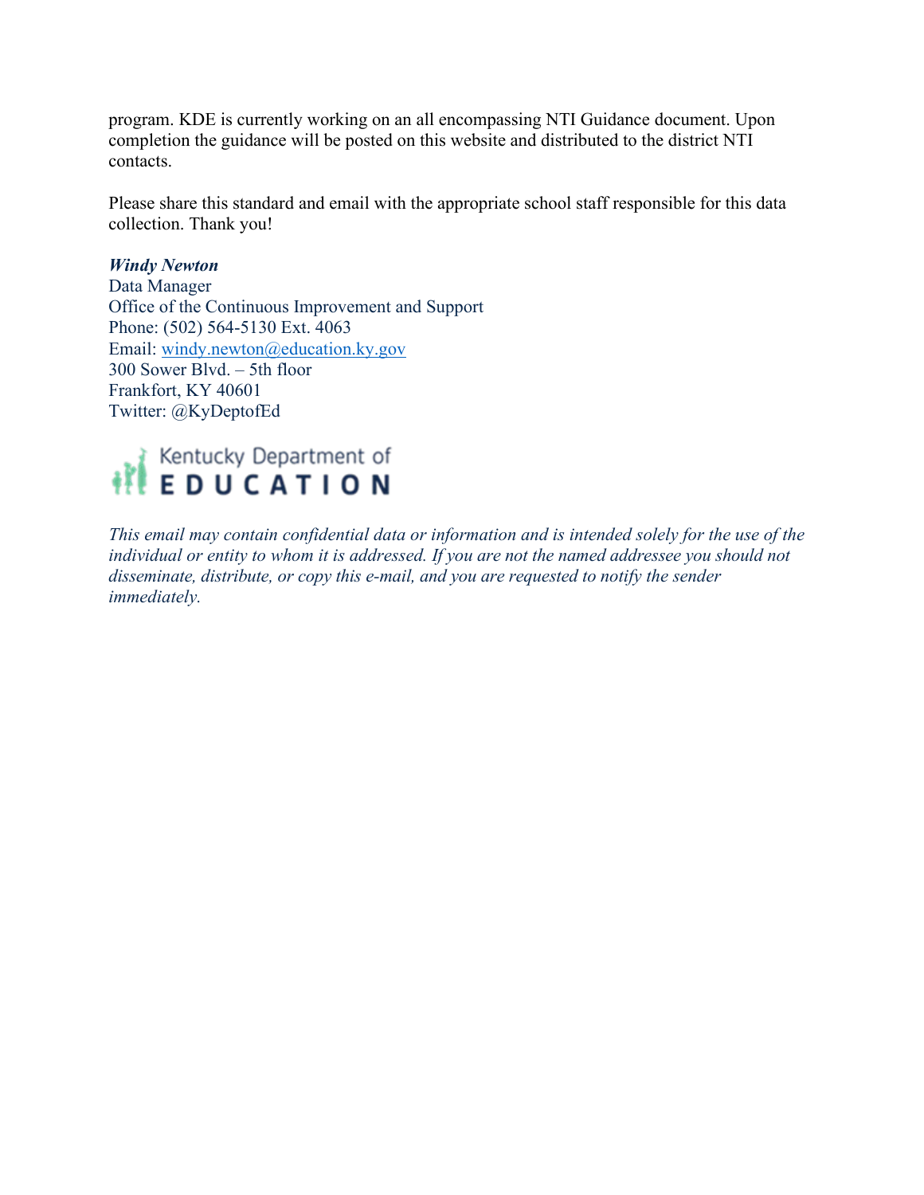program. KDE is currently working on an all encompassing NTI Guidance document. Upon completion the guidance will be posted on this website and distributed to the district NTI contacts.

Please share this standard and email with the appropriate school staff responsible for this data collection. Thank you!

***Windy Newton***
Data Manager
Office of the Continuous Improvement and Support
Phone: (502) 564-5130 Ext. 4063
Email: windy.newton@education.ky.gov
300 Sower Blvd. – 5th floor
Frankfort, KY 40601
Twitter: @KyDeptofEd

Kentucky Department of EDUCATION

*This email may contain confidential data or information and is intended solely for the use of the individual or entity to whom it is addressed. If you are not the named addressee you should not disseminate, distribute, or copy this e-mail, and you are requested to notify the sender immediately.*